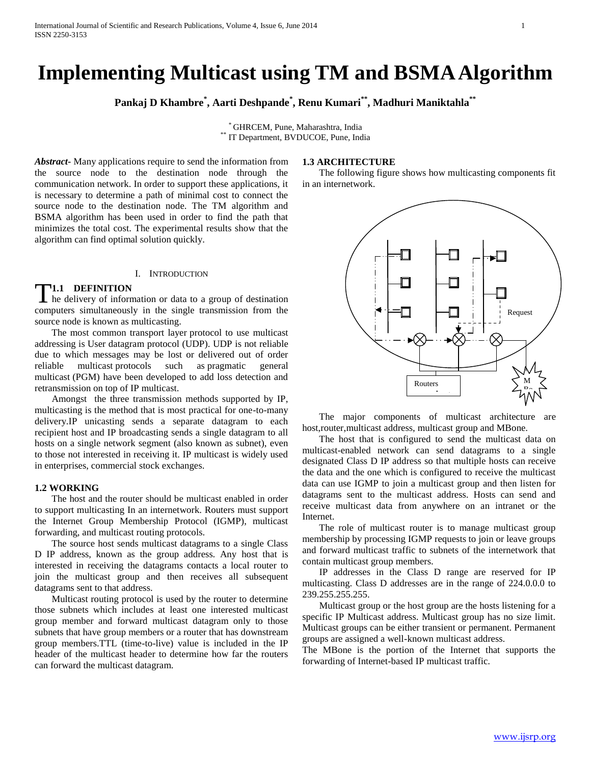# Implementing Multicast using TM and BSMA Algorithm

**Pankaj D Khambre[*], Aarti Deshpande[*], Renu Kumari[**], Madhuri Maniktahla[**]**

[*] GHRCEM, Pune, Maharashtra, India
[**] IT Department, BVDUCOE, Pune, India

***Abstract***- Many applications require to send the information from the source node to the destination node through the communication network. In order to support these applications, it is necessary to determine a path of minimal cost to connect the source node to the destination node. The TM algorithm and BSMA algorithm has been used in order to find the path that minimizes the total cost. The experimental results show that the algorithm can find optimal solution quickly.

## I. INTRODUCTION

### 1.1 DEFINITION

The delivery of information or data to a group of destination computers simultaneously in the single transmission from the source node is known as multicasting.

The most common transport layer protocol to use multicast addressing is User datagram protocol (UDP). UDP is not reliable due to which messages may be lost or delivered out of order reliable multicast protocols such as pragmatic general multicast (PGM) have been developed to add loss detection and retransmission on top of IP multicast.

Amongst the three transmission methods supported by IP, multicasting is the method that is most practical for one-to-many delivery.IP unicasting sends a separate datagram to each recipient host and IP broadcasting sends a single datagram to all hosts on a single network segment (also known as subnet), even to those not interested in receiving it. IP multicast is widely used in enterprises, commercial stock exchanges.

### 1.2 WORKING

The host and the router should be multicast enabled in order to support multicasting In an internetwork. Routers must support the Internet Group Membership Protocol (IGMP), multicast forwarding, and multicast routing protocols.

The source host sends multicast datagrams to a single Class D IP address, known as the group address. Any host that is interested in receiving the datagrams contacts a local router to join the multicast group and then receives all subsequent datagrams sent to that address.

Multicast routing protocol is used by the router to determine those subnets which includes at least one interested multicast group member and forward multicast datagram only to those subnets that have group members or a router that has downstream group members.TTL (time-to-live) value is included in the IP header of the multicast header to determine how far the routers can forward the multicast datagram.

### 1.3 ARCHITECTURE

The following figure shows how multicasting components fit in an internetwork.

The major components of multicast architecture are host,router,multicast address, multicast group and MBone.

The host that is configured to send the multicast data on multicast-enabled network can send datagrams to a single designated Class D IP address so that multiple hosts can receive the data and the one which is configured to receive the multicast data can use IGMP to join a multicast group and then listen for datagrams sent to the multicast address. Hosts can send and receive multicast data from anywhere on an intranet or the Internet.

The role of multicast router is to manage multicast group membership by processing IGMP requests to join or leave groups and forward multicast traffic to subnets of the internetwork that contain multicast group members.

IP addresses in the Class D range are reserved for IP multicasting. Class D addresses are in the range of 224.0.0.0 to 239.255.255.255.

Multicast group or the host group are the hosts listening for a specific IP Multicast address. Multicast group has no size limit. Multicast groups can be either transient or permanent. Permanent groups are assigned a well-known multicast address.

The MBone is the portion of the Internet that supports the forwarding of Internet-based IP multicast traffic.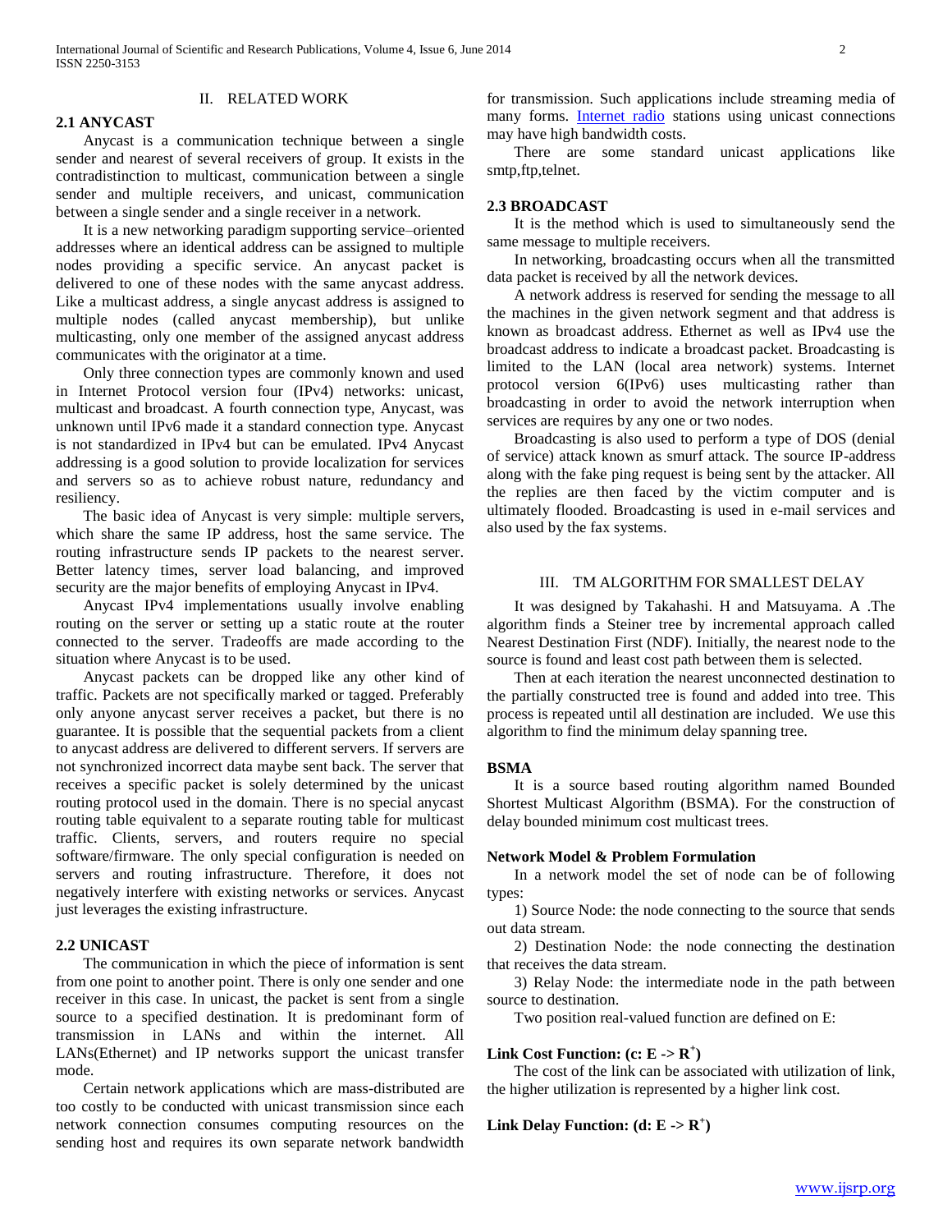## II. RELATED WORK

### 2.1 ANYCAST

Anycast is a communication technique between a single sender and nearest of several receivers of group. It exists in the contradistinction to multicast, communication between a single sender and multiple receivers, and unicast, communication between a single sender and a single receiver in a network.

It is a new networking paradigm supporting service–oriented addresses where an identical address can be assigned to multiple nodes providing a specific service. An anycast packet is delivered to one of these nodes with the same anycast address. Like a multicast address, a single anycast address is assigned to multiple nodes (called anycast membership), but unlike multicasting, only one member of the assigned anycast address communicates with the originator at a time.

Only three connection types are commonly known and used in Internet Protocol version four (IPv4) networks: unicast, multicast and broadcast. A fourth connection type, Anycast, was unknown until IPv6 made it a standard connection type. Anycast is not standardized in IPv4 but can be emulated. IPv4 Anycast addressing is a good solution to provide localization for services and servers so as to achieve robust nature, redundancy and resiliency.

The basic idea of Anycast is very simple: multiple servers, which share the same IP address, host the same service. The routing infrastructure sends IP packets to the nearest server. Better latency times, server load balancing, and improved security are the major benefits of employing Anycast in IPv4.

Anycast IPv4 implementations usually involve enabling routing on the server or setting up a static route at the router connected to the server. Tradeoffs are made according to the situation where Anycast is to be used.

Anycast packets can be dropped like any other kind of traffic. Packets are not specifically marked or tagged. Preferably only anyone anycast server receives a packet, but there is no guarantee. It is possible that the sequential packets from a client to anycast address are delivered to different servers. If servers are not synchronized incorrect data maybe sent back. The server that receives a specific packet is solely determined by the unicast routing protocol used in the domain. There is no special anycast routing table equivalent to a separate routing table for multicast traffic. Clients, servers, and routers require no special software/firmware. The only special configuration is needed on servers and routing infrastructure. Therefore, it does not negatively interfere with existing networks or services. Anycast just leverages the existing infrastructure.

### 2.2 UNICAST

The communication in which the piece of information is sent from one point to another point. There is only one sender and one receiver in this case. In unicast, the packet is sent from a single source to a specified destination. It is predominant form of transmission in LANs and within the internet. All LANs(Ethernet) and IP networks support the unicast transfer mode.

Certain network applications which are mass-distributed are too costly to be conducted with unicast transmission since each network connection consumes computing resources on the sending host and requires its own separate network bandwidth for transmission. Such applications include streaming media of many forms. Internet radio stations using unicast connections may have high bandwidth costs.

There are some standard unicast applications like smtp,ftp,telnet.

### 2.3 BROADCAST

It is the method which is used to simultaneously send the same message to multiple receivers.

In networking, broadcasting occurs when all the transmitted data packet is received by all the network devices.

A network address is reserved for sending the message to all the machines in the given network segment and that address is known as broadcast address. Ethernet as well as IPv4 use the broadcast address to indicate a broadcast packet. Broadcasting is limited to the LAN (local area network) systems. Internet protocol version 6(IPv6) uses multicasting rather than broadcasting in order to avoid the network interruption when services are requires by any one or two nodes.

Broadcasting is also used to perform a type of DOS (denial of service) attack known as smurf attack. The source IP-address along with the fake ping request is being sent by the attacker. All the replies are then faced by the victim computer and is ultimately flooded. Broadcasting is used in e-mail services and also used by the fax systems.

## III. TM ALGORITHM FOR SMALLEST DELAY

It was designed by Takahashi. H and Matsuyama. A .The algorithm finds a Steiner tree by incremental approach called Nearest Destination First (NDF). Initially, the nearest node to the source is found and least cost path between them is selected.

Then at each iteration the nearest unconnected destination to the partially constructed tree is found and added into tree. This process is repeated until all destination are included. We use this algorithm to find the minimum delay spanning tree.

### BSMA

It is a source based routing algorithm named Bounded Shortest Multicast Algorithm (BSMA). For the construction of delay bounded minimum cost multicast trees.

### Network Model & Problem Formulation

In a network model the set of node can be of following types:

1) Source Node: the node connecting to the source that sends out data stream.

2) Destination Node: the node connecting the destination that receives the data stream.

3) Relay Node: the intermediate node in the path between source to destination.

Two position real-valued function are defined on E:

**Link Cost Function: ($c: E \to R^+$)**

The cost of the link can be associated with utilization of link, the higher utilization is represented by a higher link cost.

**Link Delay Function: ($d: E \to R^+$)**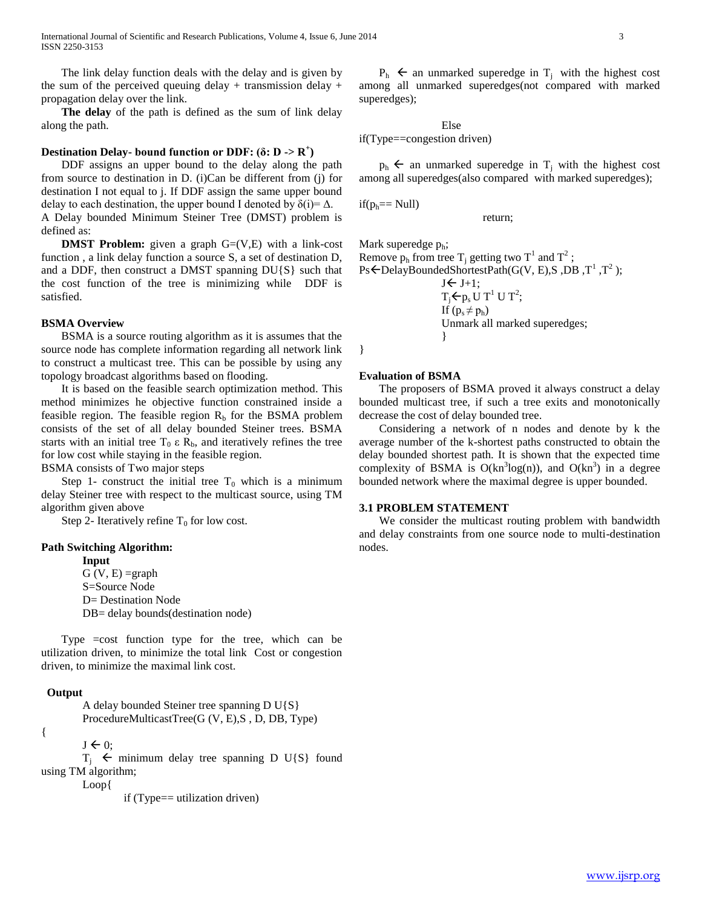The link delay function deals with the delay and is given by the sum of the perceived queuing delay + transmission delay + propagation delay over the link.

**The delay** of the path is defined as the sum of link delay along the path.

**Destination Delay- bound function or DDF: ($\delta$: D -> $R^+$)**

DDF assigns an upper bound to the delay along the path from source to destination in D. (i)Can be different from (j) for destination I not equal to j. If DDF assign the same upper bound delay to each destination, the upper bound I denoted by $\delta(i)=\Delta$.

A Delay bounded Minimum Steiner Tree (DMST) problem is defined as:

**DMST Problem:** given a graph G=(V,E) with a link-cost function , a link delay function a source S, a set of destination D, and a DDF, then construct a DMST spanning DU{S} such that the cost function of the tree is minimizing while DDF is satisfied.

**BSMA Overview**

BSMA is a source routing algorithm as it is assumes that the source node has complete information regarding all network link to construct a multicast tree. This can be possible by using any topology broadcast algorithms based on flooding.

It is based on the feasible search optimization method. This method minimizes he objective function constrained inside a feasible region. The feasible region $R_b$ for the BSMA problem consists of the set of all delay bounded Steiner trees. BSMA starts with an initial tree $T_0 \, \varepsilon \, R_b$, and iteratively refines the tree for low cost while staying in the feasible region.

BSMA consists of Two major steps

Step 1- construct the initial tree $T_0$ which is a minimum delay Steiner tree with respect to the multicast source, using TM algorithm given above

Step 2- Iteratively refine $T_0$ for low cost.

**Path Switching Algorithm:**

**Input**

G (V, E) =graph

S=Source Node

D= Destination Node

DB= delay bounds(destination node)

Type =cost function type for the tree, which can be utilization driven, to minimize the total link Cost or congestion driven, to minimize the maximal link cost.

**Output**

A delay bounded Steiner tree spanning D U{S}

ProcedureMulticastTree(G (V, E),S , D, DB, Type)

{

$J \leftarrow 0$;

$T_j \leftarrow$ minimum delay tree spanning D U{S} found using TM algorithm;

Loop{

if (Type== utilization driven)

$P_h \leftarrow$ an unmarked superedge in $T_j$ with the highest cost among all unmarked superedges(not compared with marked superedges);

Else if(Type==congestion driven)

$p_h \leftarrow$ an unmarked superedge in $T_j$ with the highest cost among all superedges(also compared with marked superedges);

if($p_h$== Null)

return;

Mark superedge $p_h$;

Remove $p_h$ from tree $T_j$ getting two $T^1$ and $T^2$ ;

Ps$\leftarrow$DelayBoundedShortestPath(G(V, E),S ,DB ,$T^1$ ,$T^2$ );

$J \leftarrow J+1$;

$T_j \leftarrow p_s \cup T^1 \cup T^2$;

If ($p_s \neq p_h$)

Unmark all marked superedges;

}

}

**Evaluation of BSMA**

The proposers of BSMA proved it always construct a delay bounded multicast tree, if such a tree exits and monotonically decrease the cost of delay bounded tree.

Considering a network of n nodes and denote by k the average number of the k-shortest paths constructed to obtain the delay bounded shortest path. It is shown that the expected time complexity of BSMA is $O(kn^3\log(n))$, and $O(kn^3)$ in a degree bounded network where the maximal degree is upper bounded.

**3.1 PROBLEM STATEMENT**

We consider the multicast routing problem with bandwidth and delay constraints from one source node to multi-destination nodes.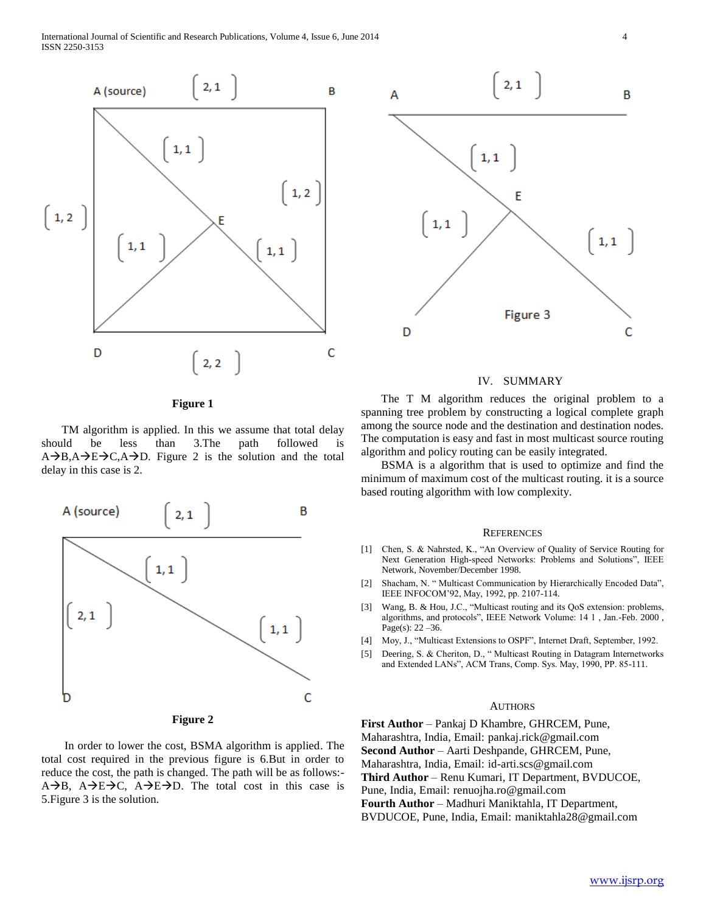Figure 1

TM algorithm is applied. In this we assume that total delay should be less than 3.The path followed is A→B,A→E→C,A→D. Figure 2 is the solution and the total delay in this case is 2.

Figure 2

In order to lower the cost, BSMA algorithm is applied. The total cost required in the previous figure is 6.But in order to reduce the cost, the path is changed. The path will be as follows:- A→B, A→E→C, A→E→D. The total cost in this case is 5.Figure 3 is the solution.

Figure 3

## IV. SUMMARY

The T M algorithm reduces the original problem to a spanning tree problem by constructing a logical complete graph among the source node and the destination and destination nodes. The computation is easy and fast in most multicast source routing algorithm and policy routing can be easily integrated.

BSMA is a algorithm that is used to optimize and find the minimum of maximum cost of the multicast routing. it is a source based routing algorithm with low complexity.

## REFERENCES

[1] Chen, S. & Nahrsted, K., "An Overview of Quality of Service Routing for Next Generation High-speed Networks: Problems and Solutions", IEEE Network, November/December 1998.

[2] Shacham, N. " Multicast Communication by Hierarchically Encoded Data", IEEE INFOCOM'92, May, 1992, pp. 2107-114.

[3] Wang, B. & Hou, J.C., "Multicast routing and its QoS extension: problems, algorithms, and protocols", IEEE Network Volume: 14 1 , Jan.-Feb. 2000 , Page(s): 22 –36.

[4] Moy, J., "Multicast Extensions to OSPF", Internet Draft, September, 1992.

[5] Deering, S. & Cheriton, D., " Multicast Routing in Datagram Internetworks and Extended LANs", ACM Trans, Comp. Sys. May, 1990, PP. 85-111.

## AUTHORS

**First Author** – Pankaj D Khambre, GHRCEM, Pune, Maharashtra, India, Email: pankaj.rick@gmail.com

**Second Author** – Aarti Deshpande, GHRCEM, Pune, Maharashtra, India, Email: id-arti.scs@gmail.com

**Third Author** – Renu Kumari, IT Department, BVDUCOE, Pune, India, Email: renuojha.ro@gmail.com

**Fourth Author** – Madhuri Maniktahla, IT Department, BVDUCOE, Pune, India, Email: maniktahla28@gmail.com